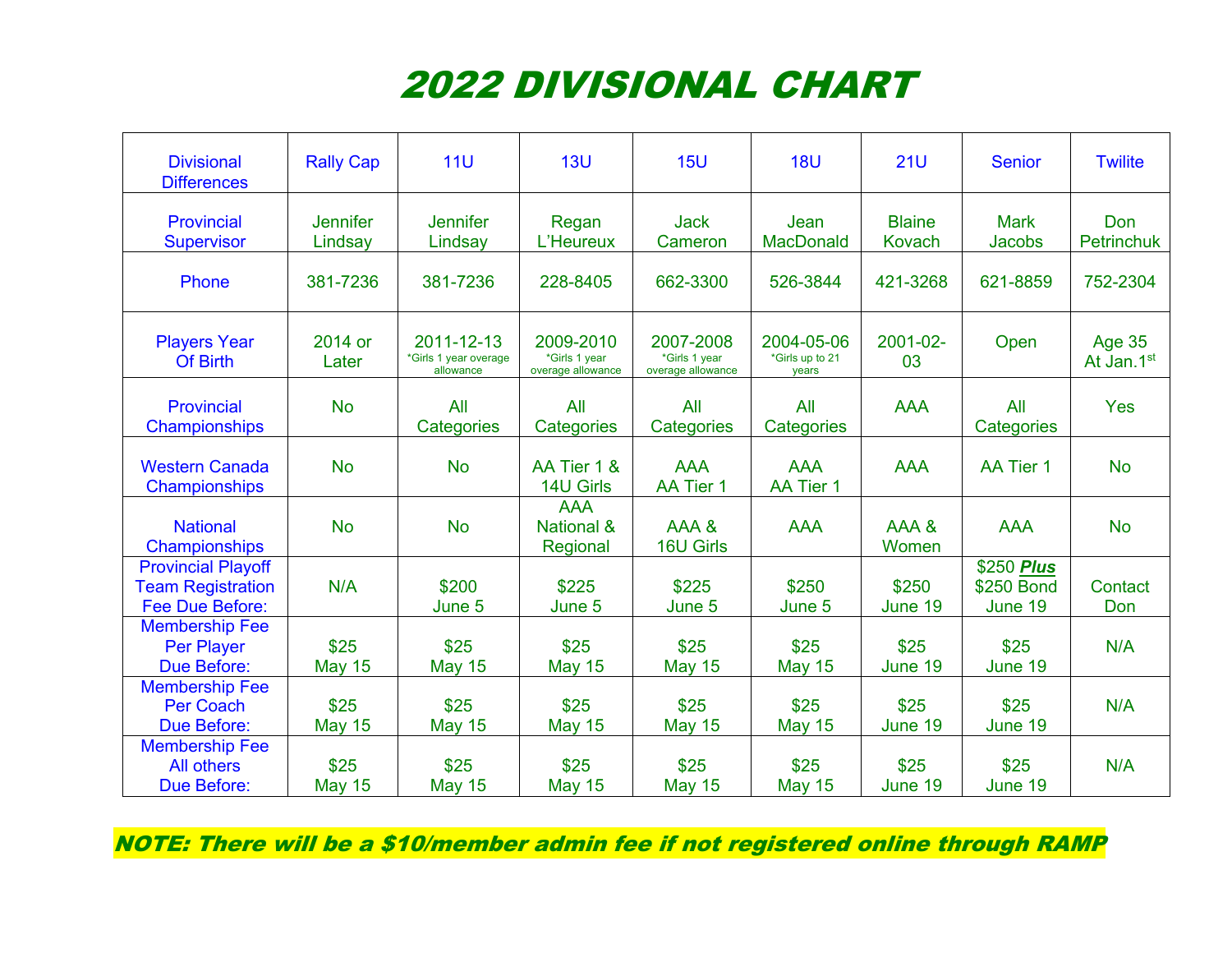# 2022 DIVISIONAL CHART

| Divisional Differences | Rally Cap | 11U | 13U | 15U | 18U | 21U | Senior | Twilite |
|---|---|---|---|---|---|---|---|---|
| Provincial Supervisor | Jennifer Lindsay | Jennifer Lindsay | Regan L'Heureux | Jack Cameron | Jean MacDonald | Blaine Kovach | Mark Jacobs | Don Petrinchuk |
| Phone | 381-7236 | 381-7236 | 228-8405 | 662-3300 | 526-3844 | 421-3268 | 621-8859 | 752-2304 |
| Players Year Of Birth | 2014 or Later | 2011-12-13 *Girls 1 year overage allowance | 2009-2010 *Girls 1 year overage allowance | 2007-2008 *Girls 1 year overage allowance | 2004-05-06 *Girls up to 21 years | 2001-02-03 | Open | Age 35 At Jan.1st |
| Provincial Championships | No | All Categories | All Categories | All Categories | All Categories | AAA | All Categories | Yes |
| Western Canada Championships | No | No | AA Tier 1 & 14U Girls | AAA AA Tier 1 | AAA AA Tier 1 | AAA | AA Tier 1 | No |
| National Championships | No | No | AAA National & Regional | AAA & 16U Girls | AAA | AAA & Women | AAA | No |
| Provincial Playoff Team Registration Fee Due Before: | N/A | $200 June 5 | $225 June 5 | $225 June 5 | $250 June 5 | $250 June 19 | $250 ***Plus*** $250 Bond June 19 | Contact Don |
| Membership Fee Per Player Due Before: | $25 May 15 | $25 May 15 | $25 May 15 | $25 May 15 | $25 May 15 | $25 June 19 | $25 June 19 | N/A |
| Membership Fee Per Coach Due Before: | $25 May 15 | $25 May 15 | $25 May 15 | $25 May 15 | $25 May 15 | $25 June 19 | $25 June 19 | N/A |
| Membership Fee All others Due Before: | $25 May 15 | $25 May 15 | $25 May 15 | $25 May 15 | $25 May 15 | $25 June 19 | $25 June 19 | N/A |

**NOTE: There will be a $10/member admin fee if not registered online through RAMP**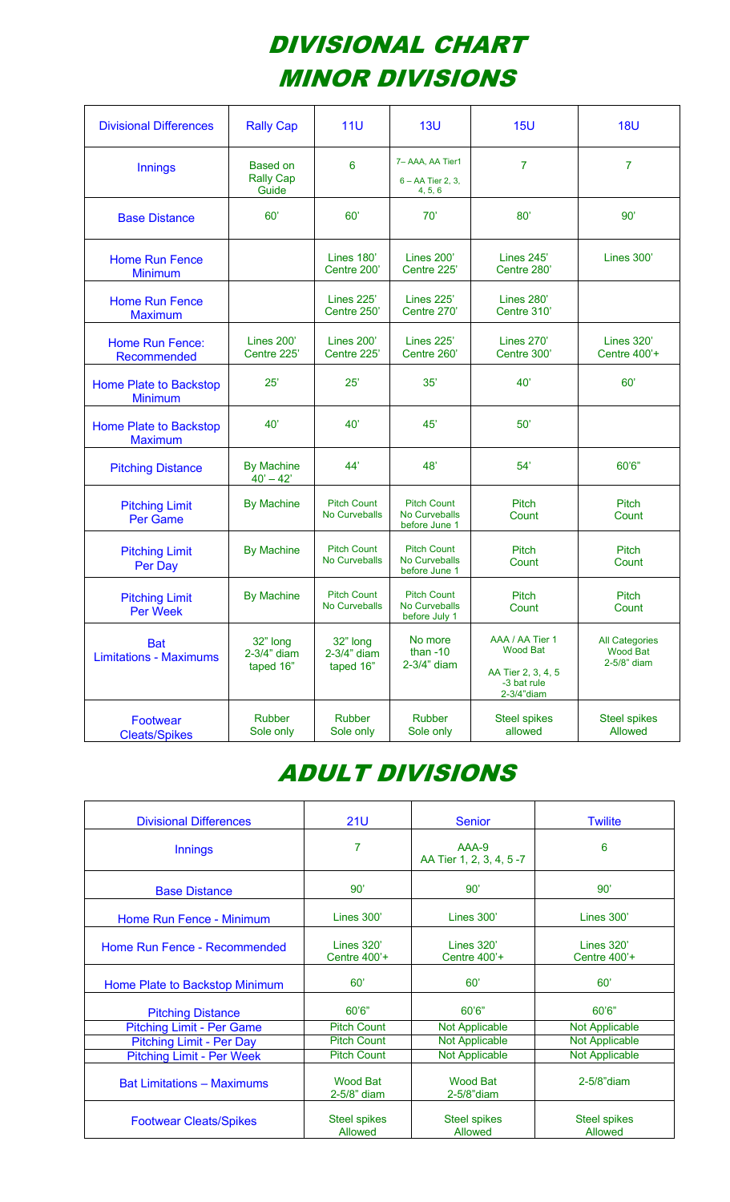# DIVISIONAL CHART
# MINOR DIVISIONS

| Divisional Differences | Rally Cap | 11U | 13U | 15U | 18U |
|---|---|---|---|---|---|
| Innings | Based on Rally Cap Guide | 6 | 7– AAA, AA Tier1<br>6 – AA Tier 2, 3, 4, 5, 6 | 7 | 7 |
| Base Distance | 60' | 60' | 70' | 80' | 90' |
| Home Run Fence Minimum | | Lines 180'<br>Centre 200' | Lines 200'<br>Centre 225' | Lines 245'<br>Centre 280' | Lines 300' |
| Home Run Fence Maximum | | Lines 225'<br>Centre 250' | Lines 225'<br>Centre 270' | Lines 280'<br>Centre 310' | |
| Home Run Fence: Recommended | Lines 200'<br>Centre 225' | Lines 200'<br>Centre 225' | Lines 225'<br>Centre 260' | Lines 270'<br>Centre 300' | Lines 320'<br>Centre 400'+ |
| Home Plate to Backstop Minimum | 25' | 25' | 35' | 40' | 60' |
| Home Plate to Backstop Maximum | 40' | 40' | 45' | 50' | |
| Pitching Distance | By Machine<br>40' – 42' | 44' | 48' | 54' | 60'6" |
| Pitching Limit Per Game | By Machine | Pitch Count<br>No Curveballs | Pitch Count<br>No Curveballs before June 1 | Pitch Count | Pitch Count |
| Pitching Limit Per Day | By Machine | Pitch Count<br>No Curveballs | Pitch Count<br>No Curveballs before June 1 | Pitch Count | Pitch Count |
| Pitching Limit Per Week | By Machine | Pitch Count<br>No Curveballs | Pitch Count<br>No Curveballs before July 1 | Pitch Count | Pitch Count |
| Bat Limitations - Maximums | 32" long<br>2-3/4" diam<br>taped 16" | 32" long<br>2-3/4" diam<br>taped 16" | No more than -10<br>2-3/4" diam | AAA / AA Tier 1<br>Wood Bat<br><br>AA Tier 2, 3, 4, 5<br>-3 bat rule<br>2-3/4"diam | All Categories<br>Wood Bat<br>2-5/8" diam |
| Footwear Cleats/Spikes | Rubber Sole only | Rubber Sole only | Rubber Sole only | Steel spikes allowed | Steel spikes Allowed |

# ADULT DIVISIONS

| Divisional Differences | 21U | Senior | Twilite |
|---|---|---|---|
| Innings | 7 | AAA-9<br>AA Tier 1, 2, 3, 4, 5 -7 | 6 |
| Base Distance | 90' | 90' | 90' |
| Home Run Fence - Minimum | Lines 300' | Lines 300' | Lines 300' |
| Home Run Fence - Recommended | Lines 320'<br>Centre 400'+ | Lines 320'<br>Centre 400'+ | Lines 320'<br>Centre 400'+ |
| Home Plate to Backstop Minimum | 60' | 60' | 60' |
| Pitching Distance | 60'6" | 60'6" | 60'6" |
| Pitching Limit - Per Game | Pitch Count | Not Applicable | Not Applicable |
| Pitching Limit - Per Day | Pitch Count | Not Applicable | Not Applicable |
| Pitching Limit - Per Week | Pitch Count | Not Applicable | Not Applicable |
| Bat Limitations – Maximums | Wood Bat<br>2-5/8" diam | Wood Bat<br>2-5/8"diam | 2-5/8"diam |
| Footwear Cleats/Spikes | Steel spikes Allowed | Steel spikes Allowed | Steel spikes Allowed |